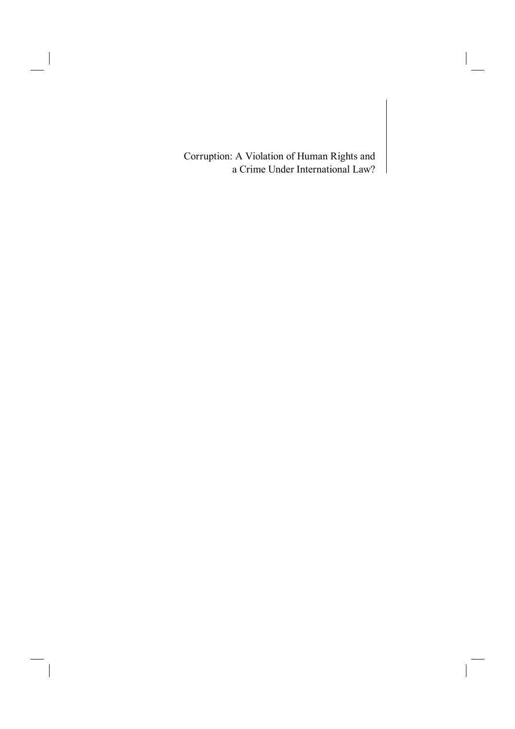# Corruption: A Violation of Human Rights and a Crime Under International Law?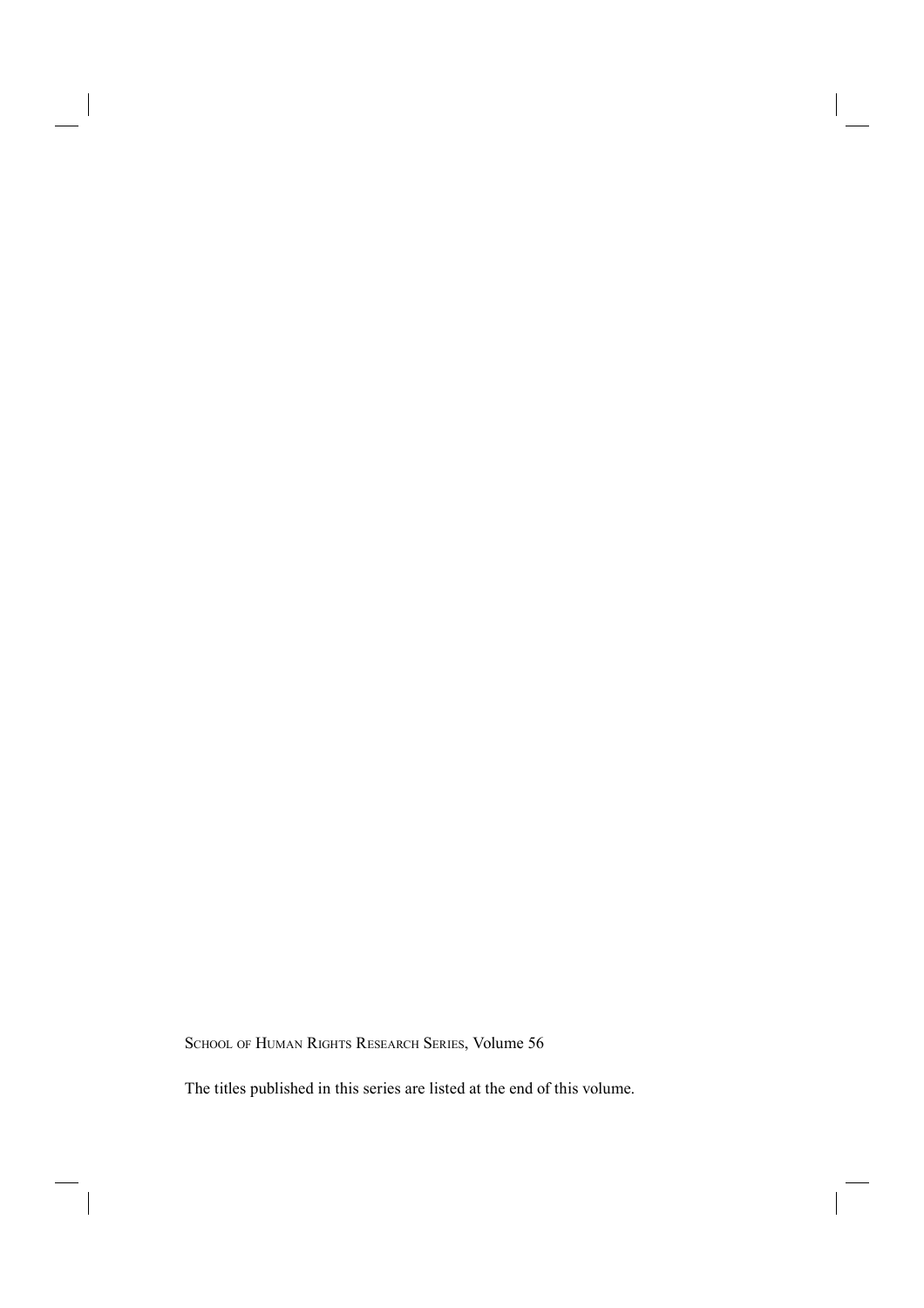School of Human Rights Research Series, Volume 56

The titles published in this series are listed at the end of this volume.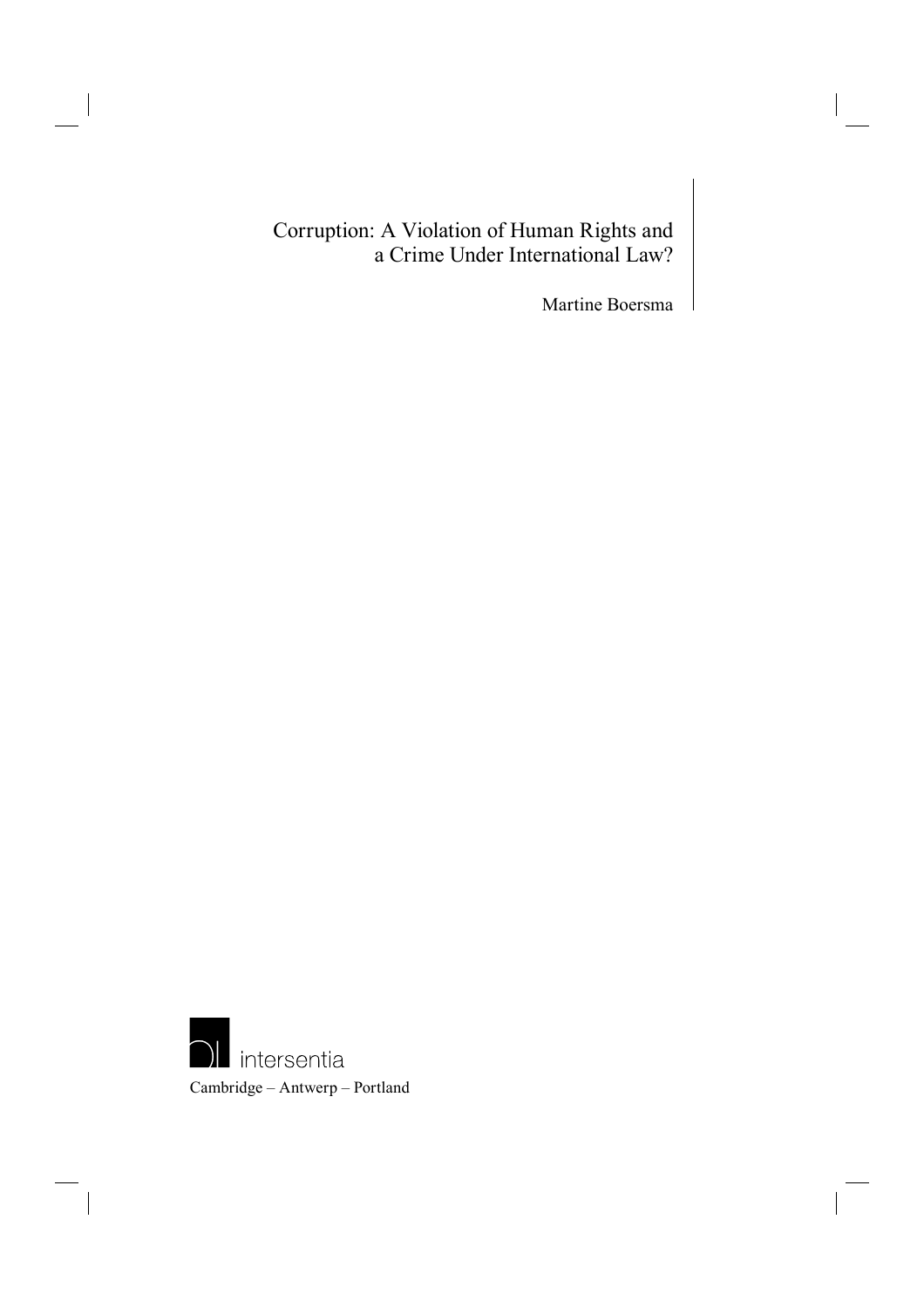# Corruption: A Violation of Human Rights and a Crime Under International Law?

Martine Boersma

intersentia

Cambridge – Antwerp – Portland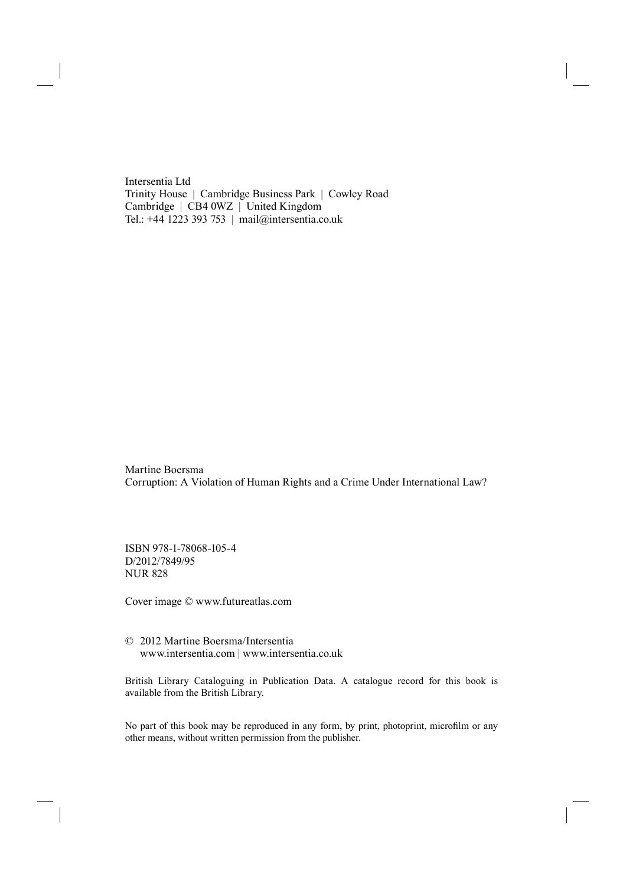Intersentia Ltd
Trinity House | Cambridge Business Park | Cowley Road
Cambridge | CB4 0WZ | United Kingdom
Tel.: +44 1223 393 753 | mail@intersentia.co.uk

Martine Boersma
Corruption: A Violation of Human Rights and a Crime Under International Law?

ISBN 978-1-78068-105-4
D/2012/7849/95
NUR 828

Cover image © www.futureatlas.com

© 2012 Martine Boersma/Intersentia
www.intersentia.com | www.intersentia.co.uk

British Library Cataloguing in Publication Data. A catalogue record for this book is available from the British Library.

No part of this book may be reproduced in any form, by print, photoprint, microfilm or any other means, without written permission from the publisher.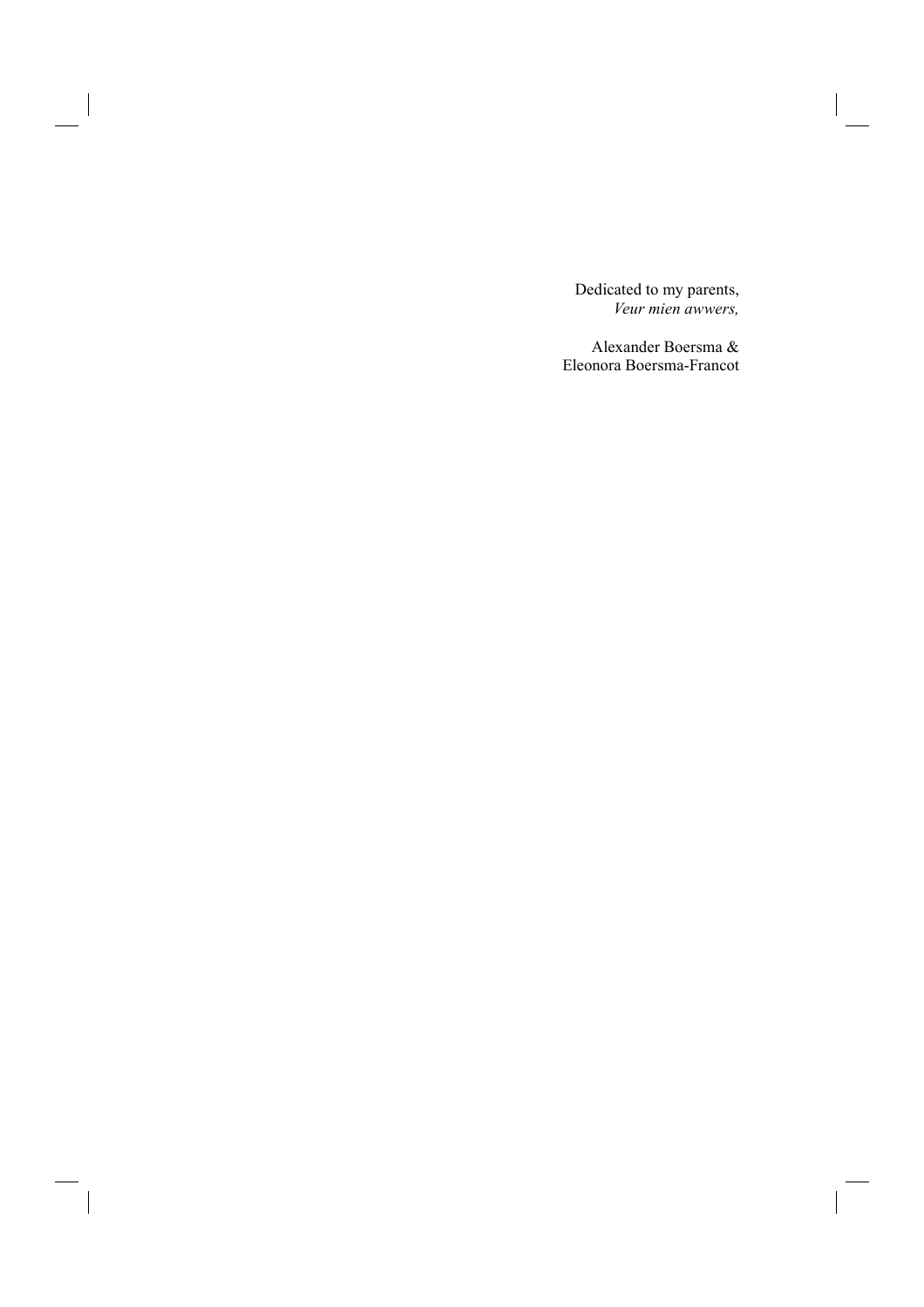Dedicated to my parents,
*Veur mien awwers,*

Alexander Boersma &
Eleonora Boersma-Francot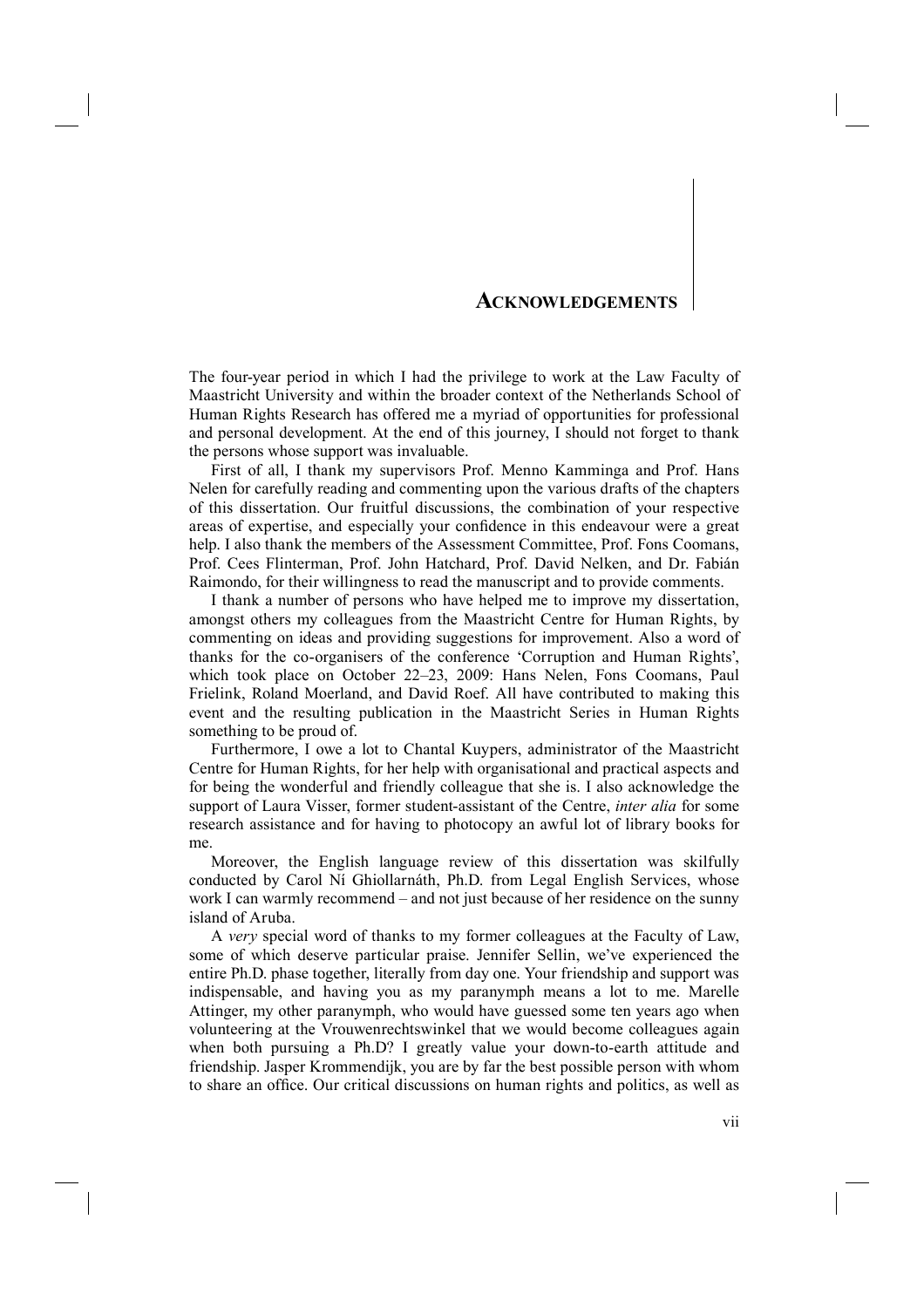# Acknowledgements

The four-year period in which I had the privilege to work at the Law Faculty of Maastricht University and within the broader context of the Netherlands School of Human Rights Research has offered me a myriad of opportunities for professional and personal development. At the end of this journey, I should not forget to thank the persons whose support was invaluable.

First of all, I thank my supervisors Prof. Menno Kamminga and Prof. Hans Nelen for carefully reading and commenting upon the various drafts of the chapters of this dissertation. Our fruitful discussions, the combination of your respective areas of expertise, and especially your confidence in this endeavour were a great help. I also thank the members of the Assessment Committee, Prof. Fons Coomans, Prof. Cees Flinterman, Prof. John Hatchard, Prof. David Nelken, and Dr. Fabián Raimondo, for their willingness to read the manuscript and to provide comments.

I thank a number of persons who have helped me to improve my dissertation, amongst others my colleagues from the Maastricht Centre for Human Rights, by commenting on ideas and providing suggestions for improvement. Also a word of thanks for the co-organisers of the conference 'Corruption and Human Rights', which took place on October 22–23, 2009: Hans Nelen, Fons Coomans, Paul Frielink, Roland Moerland, and David Roef. All have contributed to making this event and the resulting publication in the Maastricht Series in Human Rights something to be proud of.

Furthermore, I owe a lot to Chantal Kuypers, administrator of the Maastricht Centre for Human Rights, for her help with organisational and practical aspects and for being the wonderful and friendly colleague that she is. I also acknowledge the support of Laura Visser, former student-assistant of the Centre, *inter alia* for some research assistance and for having to photocopy an awful lot of library books for me.

Moreover, the English language review of this dissertation was skilfully conducted by Carol Ní Ghiollarnáth, Ph.D. from Legal English Services, whose work I can warmly recommend – and not just because of her residence on the sunny island of Aruba.

A *very* special word of thanks to my former colleagues at the Faculty of Law, some of which deserve particular praise. Jennifer Sellin, we've experienced the entire Ph.D. phase together, literally from day one. Your friendship and support was indispensable, and having you as my paranymph means a lot to me. Marelle Attinger, my other paranymph, who would have guessed some ten years ago when volunteering at the Vrouwenrechtswinkel that we would become colleagues again when both pursuing a Ph.D? I greatly value your down-to-earth attitude and friendship. Jasper Krommendijk, you are by far the best possible person with whom to share an office. Our critical discussions on human rights and politics, as well as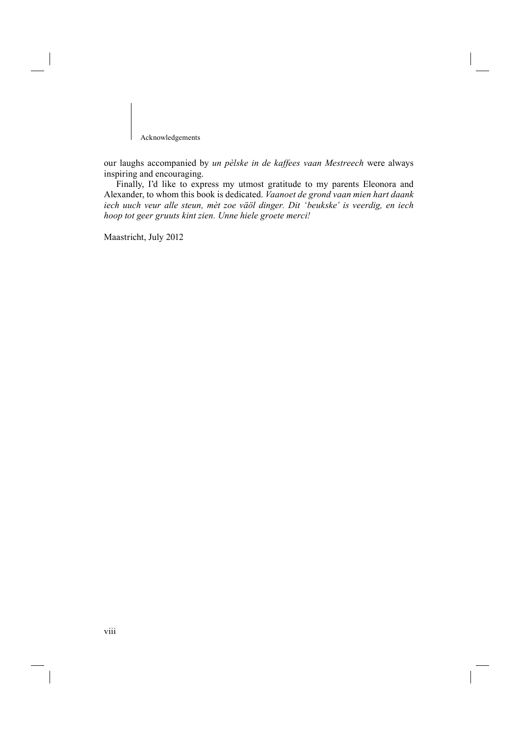our laughs accompanied by *un pèlske in de kaffees vaan Mestreech* were always inspiring and encouraging.

Finally, I'd like to express my utmost gratitude to my parents Eleonora and Alexander, to whom this book is dedicated. *Vaanoet de grond vaan mien hart daank iech uuch veur alle steun, mèt zoe väöl dinger. Dit 'beukske' is veerdig, en iech hoop tot geer gruuts kint zien. Unne hiele groete merci!*

Maastricht, July 2012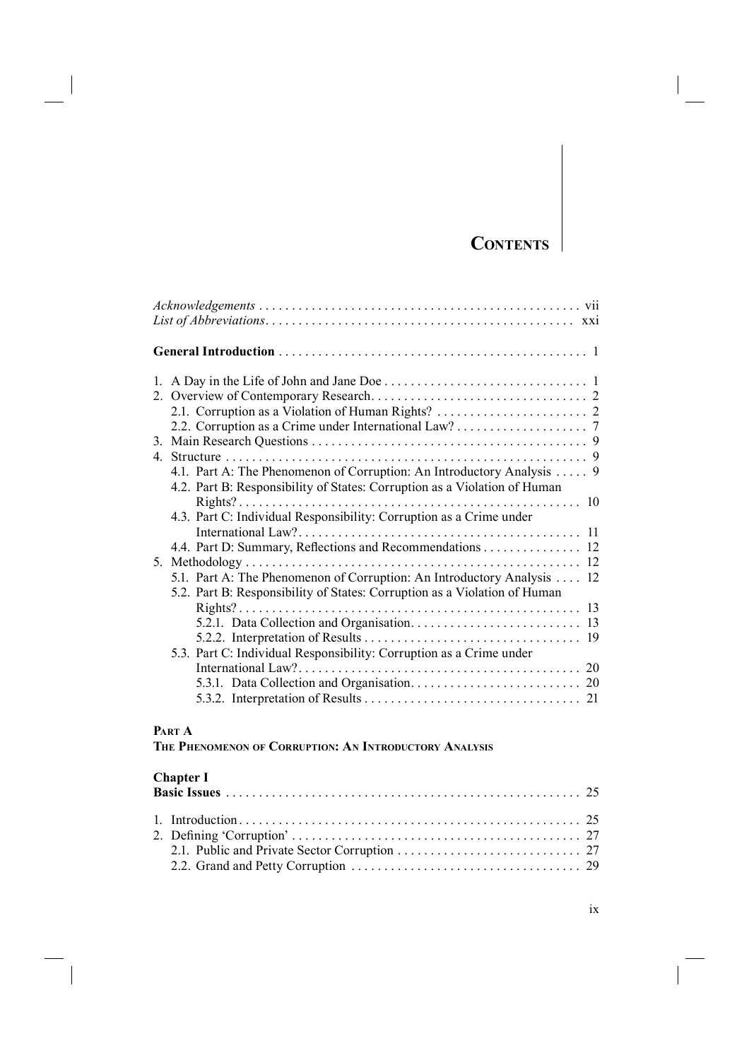# Contents

*Acknowledgements* . . . . . . . . . . . . . . . . . . . . . . . . . . . . . . . . . . . . . . . . . . . . . . . . vii
*List of Abbreviations* . . . . . . . . . . . . . . . . . . . . . . . . . . . . . . . . . . . . . . . . . . . . . . xxi

**General Introduction** . . . . . . . . . . . . . . . . . . . . . . . . . . . . . . . . . . . . . . . . . . . . . 1

1. A Day in the Life of John and Jane Doe . . . . . . . . . . . . . . . . . . . . . . . . . . . . . . 1
2. Overview of Contemporary Research . . . . . . . . . . . . . . . . . . . . . . . . . . . . . . . . 2
   - 2.1. Corruption as a Violation of Human Rights? . . . . . . . . . . . . . . . . . . . . . . . 2
   - 2.2. Corruption as a Crime under International Law? . . . . . . . . . . . . . . . . . . . . 7
3. Main Research Questions . . . . . . . . . . . . . . . . . . . . . . . . . . . . . . . . . . . . . . . . . . 9
4. Structure . . . . . . . . . . . . . . . . . . . . . . . . . . . . . . . . . . . . . . . . . . . . . . . . . . . . . 9
   - 4.1. Part A: The Phenomenon of Corruption: An Introductory Analysis . . . . . 9
   - 4.2. Part B: Responsibility of States: Corruption as a Violation of Human Rights? . . . . . . . . . . . . . . . . . . . . . . . . . . . . . . . . . . . . . . . . . . . . . . . . . . . 10
   - 4.3. Part C: Individual Responsibility: Corruption as a Crime under International Law? . . . . . . . . . . . . . . . . . . . . . . . . . . . . . . . . . . . . . . . . . . 11
   - 4.4. Part D: Summary, Reflections and Recommendations . . . . . . . . . . . . . . 12
5. Methodology . . . . . . . . . . . . . . . . . . . . . . . . . . . . . . . . . . . . . . . . . . . . . . . . . . 12
   - 5.1. Part A: The Phenomenon of Corruption: An Introductory Analysis . . . . 12
   - 5.2. Part B: Responsibility of States: Corruption as a Violation of Human Rights? . . . . . . . . . . . . . . . . . . . . . . . . . . . . . . . . . . . . . . . . . . . . . . . . . . . 13
     - 5.2.1. Data Collection and Organisation . . . . . . . . . . . . . . . . . . . . . . . . . . 13
     - 5.2.2. Interpretation of Results . . . . . . . . . . . . . . . . . . . . . . . . . . . . . . . . 19
   - 5.3. Part C: Individual Responsibility: Corruption as a Crime under International Law? . . . . . . . . . . . . . . . . . . . . . . . . . . . . . . . . . . . . . . . . . . 20
     - 5.3.1. Data Collection and Organisation . . . . . . . . . . . . . . . . . . . . . . . . . . 20
     - 5.3.2. Interpretation of Results . . . . . . . . . . . . . . . . . . . . . . . . . . . . . . . . 21

## Part A
## The Phenomenon of Corruption: An Introductory Analysis

### Chapter I
### Basic Issues . . . . . . . . . . . . . . . . . . . . . . . . . . . . . . . . . . . . . . . . . . . . . . . . . . . . . 25

1. Introduction . . . . . . . . . . . . . . . . . . . . . . . . . . . . . . . . . . . . . . . . . . . . . . . . . . . 25
2. Defining 'Corruption' . . . . . . . . . . . . . . . . . . . . . . . . . . . . . . . . . . . . . . . . . . . 27
   - 2.1. Public and Private Sector Corruption . . . . . . . . . . . . . . . . . . . . . . . . . . . 27
   - 2.2. Grand and Petty Corruption . . . . . . . . . . . . . . . . . . . . . . . . . . . . . . . . . . 29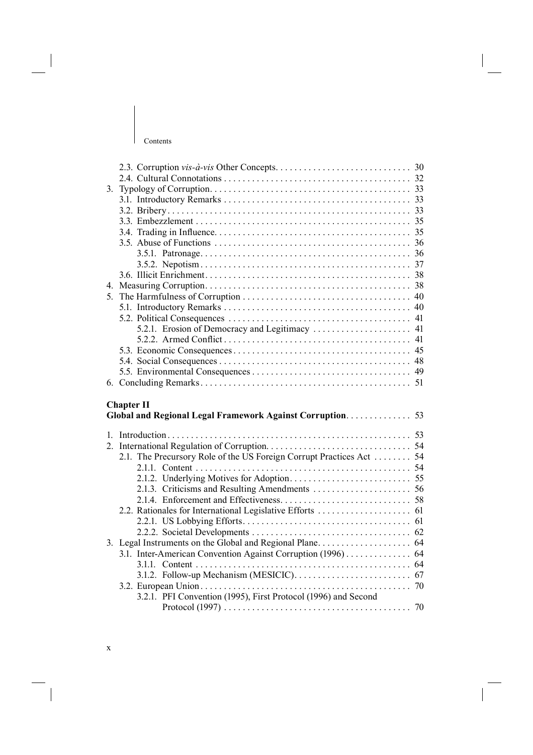2.3. Corruption *vis-à-vis* Other Concepts . . . . . . . . . . . . . . . . . . . . . . . . . . . . . 30
2.4. Cultural Connotations . . . . . . . . . . . . . . . . . . . . . . . . . . . . . . . . . . . . . . . . 32

3. Typology of Corruption . . . . . . . . . . . . . . . . . . . . . . . . . . . . . . . . . . . . . . . . . . 33
   3.1. Introductory Remarks . . . . . . . . . . . . . . . . . . . . . . . . . . . . . . . . . . . . . . . . 33
   3.2. Bribery . . . . . . . . . . . . . . . . . . . . . . . . . . . . . . . . . . . . . . . . . . . . . . . . . . . . 33
   3.3. Embezzlement . . . . . . . . . . . . . . . . . . . . . . . . . . . . . . . . . . . . . . . . . . . . . . 35
   3.4. Trading in Influence . . . . . . . . . . . . . . . . . . . . . . . . . . . . . . . . . . . . . . . . . . 35
   3.5. Abuse of Functions . . . . . . . . . . . . . . . . . . . . . . . . . . . . . . . . . . . . . . . . . . 36
      3.5.1. Patronage . . . . . . . . . . . . . . . . . . . . . . . . . . . . . . . . . . . . . . . . . . . . . 36
      3.5.2. Nepotism . . . . . . . . . . . . . . . . . . . . . . . . . . . . . . . . . . . . . . . . . . . . . . 37
   3.6. Illicit Enrichment . . . . . . . . . . . . . . . . . . . . . . . . . . . . . . . . . . . . . . . . . . . . 38
4. Measuring Corruption . . . . . . . . . . . . . . . . . . . . . . . . . . . . . . . . . . . . . . . . . . . . 38
5. The Harmfulness of Corruption . . . . . . . . . . . . . . . . . . . . . . . . . . . . . . . . . . . . 40
   5.1. Introductory Remarks . . . . . . . . . . . . . . . . . . . . . . . . . . . . . . . . . . . . . . . . 40
   5.2. Political Consequences . . . . . . . . . . . . . . . . . . . . . . . . . . . . . . . . . . . . . . . 41
      5.2.1. Erosion of Democracy and Legitimacy . . . . . . . . . . . . . . . . . . . . . 41
      5.2.2. Armed Conflict . . . . . . . . . . . . . . . . . . . . . . . . . . . . . . . . . . . . . . . . . 41
   5.3. Economic Consequences . . . . . . . . . . . . . . . . . . . . . . . . . . . . . . . . . . . . . . 45
   5.4. Social Consequences . . . . . . . . . . . . . . . . . . . . . . . . . . . . . . . . . . . . . . . . . 48
   5.5. Environmental Consequences . . . . . . . . . . . . . . . . . . . . . . . . . . . . . . . . . . 49
6. Concluding Remarks . . . . . . . . . . . . . . . . . . . . . . . . . . . . . . . . . . . . . . . . . . . . . 51

**Chapter II**
**Global and Regional Legal Framework Against Corruption** . . . . . . . . . . . . . . 53

1. Introduction . . . . . . . . . . . . . . . . . . . . . . . . . . . . . . . . . . . . . . . . . . . . . . . . . . . . 53
2. International Regulation of Corruption . . . . . . . . . . . . . . . . . . . . . . . . . . . . . . . 54
   2.1. The Precursory Role of the US Foreign Corrupt Practices Act . . . . . . . . 54
      2.1.1. Content . . . . . . . . . . . . . . . . . . . . . . . . . . . . . . . . . . . . . . . . . . . . . . 54
      2.1.2. Underlying Motives for Adoption . . . . . . . . . . . . . . . . . . . . . . . . . . 55
      2.1.3. Criticisms and Resulting Amendments . . . . . . . . . . . . . . . . . . . . . 56
      2.1.4. Enforcement and Effectiveness . . . . . . . . . . . . . . . . . . . . . . . . . . . . 58
   2.2. Rationales for International Legislative Efforts . . . . . . . . . . . . . . . . . . . . 61
      2.2.1. US Lobbying Efforts . . . . . . . . . . . . . . . . . . . . . . . . . . . . . . . . . . . . 61
      2.2.2. Societal Developments . . . . . . . . . . . . . . . . . . . . . . . . . . . . . . . . . . 62
3. Legal Instruments on the Global and Regional Plane . . . . . . . . . . . . . . . . . . . . 64
   3.1. Inter-American Convention Against Corruption (1996) . . . . . . . . . . . . . . 64
      3.1.1. Content . . . . . . . . . . . . . . . . . . . . . . . . . . . . . . . . . . . . . . . . . . . . . . 64
      3.1.2. Follow-up Mechanism (MESICIC) . . . . . . . . . . . . . . . . . . . . . . . . . 67
   3.2. European Union . . . . . . . . . . . . . . . . . . . . . . . . . . . . . . . . . . . . . . . . . . . . . 70
      3.2.1. PFI Convention (1995), First Protocol (1996) and Second Protocol (1997) . . . . . . . . . . . . . . . . . . . . . . . . . . . . . . . . . . . . . . . . 70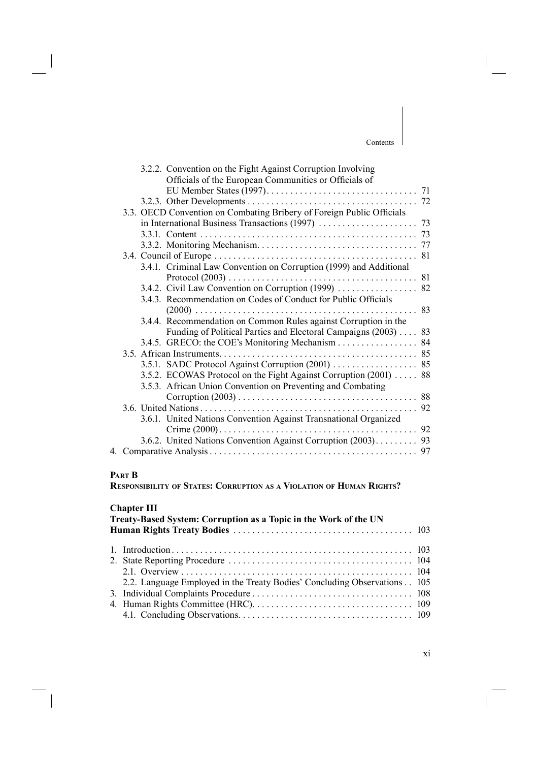3.2.2. Convention on the Fight Against Corruption Involving Officials of the European Communities or Officials of EU Member States (1997) . . . . . 71
3.2.3. Other Developments . . . . . 72

3.3. OECD Convention on Combating Bribery of Foreign Public Officials in International Business Transactions (1997) . . . . . 73
3.3.1. Content . . . . . 73
3.3.2. Monitoring Mechanism. . . . . 77

3.4. Council of Europe . . . . . 81
3.4.1. Criminal Law Convention on Corruption (1999) and Additional Protocol (2003) . . . . . 81
3.4.2. Civil Law Convention on Corruption (1999) . . . . . 82
3.4.3. Recommendation on Codes of Conduct for Public Officials (2000) . . . . . 83
3.4.4. Recommendation on Common Rules against Corruption in the Funding of Political Parties and Electoral Campaigns (2003) . . . . . 83
3.4.5. GRECO: the COE's Monitoring Mechanism . . . . . 84

3.5. African Instruments. . . . . 85
3.5.1. SADC Protocol Against Corruption (2001) . . . . . 85
3.5.2. ECOWAS Protocol on the Fight Against Corruption (2001) . . . . . 88
3.5.3. African Union Convention on Preventing and Combating Corruption (2003) . . . . . 88

3.6. United Nations . . . . . 92
3.6.1. United Nations Convention Against Transnational Organized Crime (2000) . . . . . 92
3.6.2. United Nations Convention Against Corruption (2003) . . . . . 93

4. Comparative Analysis . . . . . 97

## PART B
## RESPONSIBILITY OF STATES: CORRUPTION AS A VIOLATION OF HUMAN RIGHTS?

### Chapter III
### Treaty-Based System: Corruption as a Topic in the Work of the UN Human Rights Treaty Bodies . . . . . 103

1. Introduction . . . . . 103
2. State Reporting Procedure . . . . . 104
   2.1. Overview . . . . . 104
   2.2. Language Employed in the Treaty Bodies' Concluding Observations . . . . . 105
3. Individual Complaints Procedure . . . . . 108
4. Human Rights Committee (HRC). . . . . 109
   4.1. Concluding Observations. . . . . 109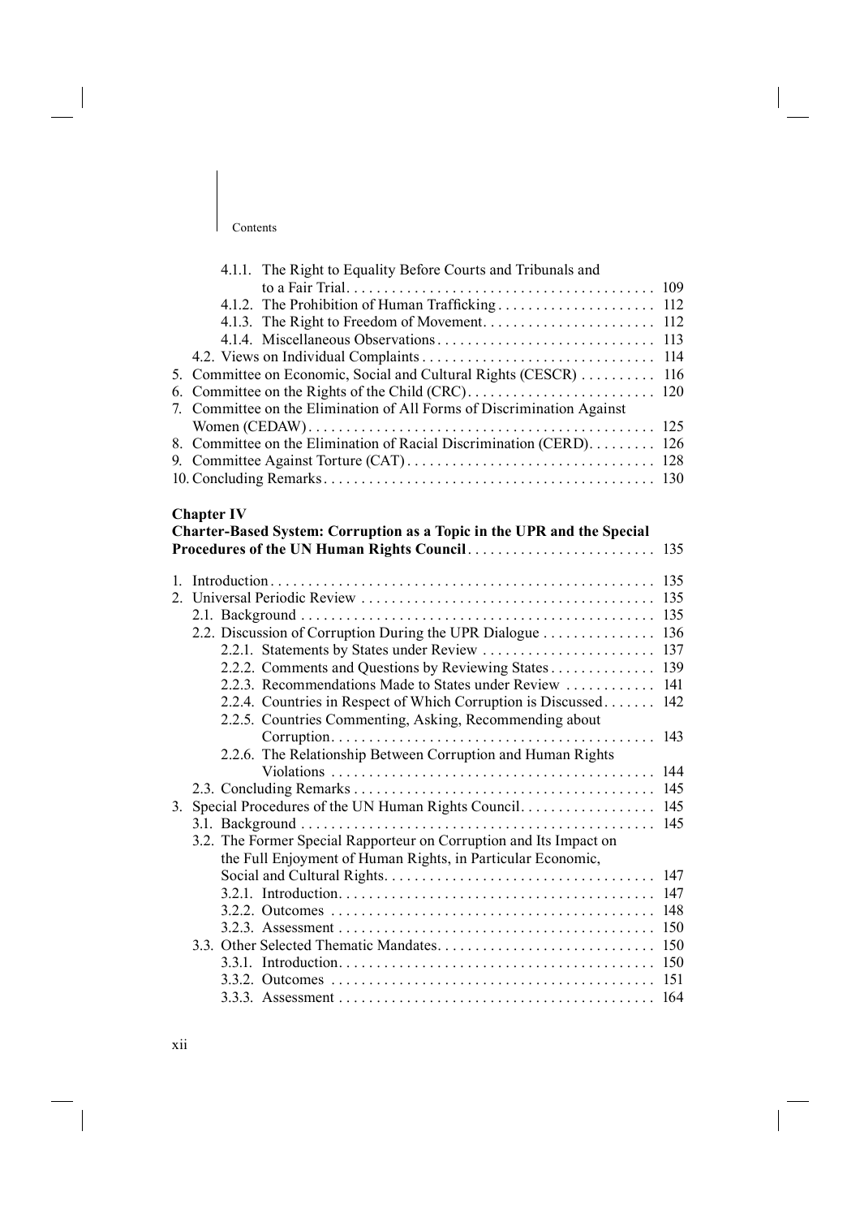4.1.1. The Right to Equality Before Courts and Tribunals and to a Fair Trial . . . . . . . . . . . . . . . . . . . . . . . . . . . . . . . . . . . . . . . . 109
4.1.2. The Prohibition of Human Trafficking . . . . . . . . . . . . . . . . . . . . 112
4.1.3. The Right to Freedom of Movement . . . . . . . . . . . . . . . . . . . . . . 112
4.1.4. Miscellaneous Observations . . . . . . . . . . . . . . . . . . . . . . . . . . . . 113
4.2. Views on Individual Complaints . . . . . . . . . . . . . . . . . . . . . . . . . . . . . . 114
5. Committee on Economic, Social and Cultural Rights (CESCR) . . . . . . . . . . 116
6. Committee on the Rights of the Child (CRC) . . . . . . . . . . . . . . . . . . . . . . . . 120
7. Committee on the Elimination of All Forms of Discrimination Against Women (CEDAW) . . . . . . . . . . . . . . . . . . . . . . . . . . . . . . . . . . . . . . . . . . . . . 125
8. Committee on the Elimination of Racial Discrimination (CERD) . . . . . . . . . 126
9. Committee Against Torture (CAT) . . . . . . . . . . . . . . . . . . . . . . . . . . . . . . . . 128
10. Concluding Remarks . . . . . . . . . . . . . . . . . . . . . . . . . . . . . . . . . . . . . . . . . . . 130

**Chapter IV**
**Charter-Based System: Corruption as a Topic in the UPR and the Special Procedures of the UN Human Rights Council** . . . . . . . . . . . . . . . . . . . . . . . . . 135

1. Introduction . . . . . . . . . . . . . . . . . . . . . . . . . . . . . . . . . . . . . . . . . . . . . . . . . . 135
2. Universal Periodic Review . . . . . . . . . . . . . . . . . . . . . . . . . . . . . . . . . . . . . . . 135
2.1. Background . . . . . . . . . . . . . . . . . . . . . . . . . . . . . . . . . . . . . . . . . . . . . . . 135
2.2. Discussion of Corruption During the UPR Dialogue . . . . . . . . . . . . . . . 136
2.2.1. Statements by States under Review . . . . . . . . . . . . . . . . . . . . . . . 137
2.2.2. Comments and Questions by Reviewing States . . . . . . . . . . . . . . 139
2.2.3. Recommendations Made to States under Review . . . . . . . . . . . . 141
2.2.4. Countries in Respect of Which Corruption is Discussed . . . . . . . 142
2.2.5. Countries Commenting, Asking, Recommending about Corruption . . . . . . . . . . . . . . . . . . . . . . . . . . . . . . . . . . . . . . . . . . 143
2.2.6. The Relationship Between Corruption and Human Rights Violations . . . . . . . . . . . . . . . . . . . . . . . . . . . . . . . . . . . . . . . . . . 144
2.3. Concluding Remarks . . . . . . . . . . . . . . . . . . . . . . . . . . . . . . . . . . . . . . . . 145
3. Special Procedures of the UN Human Rights Council . . . . . . . . . . . . . . . . . 145
3.1. Background . . . . . . . . . . . . . . . . . . . . . . . . . . . . . . . . . . . . . . . . . . . . . . . 145
3.2. The Former Special Rapporteur on Corruption and Its Impact on the Full Enjoyment of Human Rights, in Particular Economic, Social and Cultural Rights . . . . . . . . . . . . . . . . . . . . . . . . . . . . . . . . . . . 147
3.2.1. Introduction . . . . . . . . . . . . . . . . . . . . . . . . . . . . . . . . . . . . . . . . . . 147
3.2.2. Outcomes . . . . . . . . . . . . . . . . . . . . . . . . . . . . . . . . . . . . . . . . . . . 148
3.2.3. Assessment . . . . . . . . . . . . . . . . . . . . . . . . . . . . . . . . . . . . . . . . . . 150
3.3. Other Selected Thematic Mandates . . . . . . . . . . . . . . . . . . . . . . . . . . . . 150
3.3.1. Introduction . . . . . . . . . . . . . . . . . . . . . . . . . . . . . . . . . . . . . . . . . . 150
3.3.2. Outcomes . . . . . . . . . . . . . . . . . . . . . . . . . . . . . . . . . . . . . . . . . . . 151
3.3.3. Assessment . . . . . . . . . . . . . . . . . . . . . . . . . . . . . . . . . . . . . . . . . . 164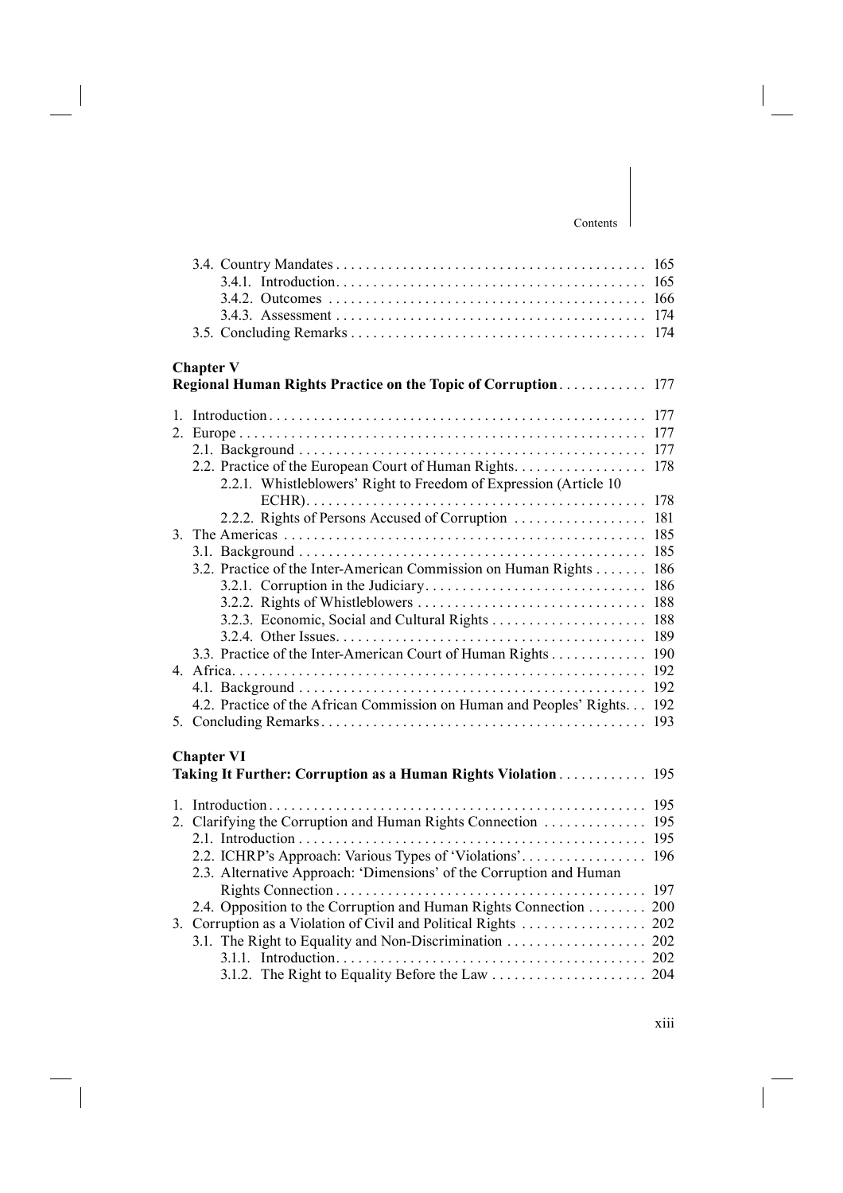3.4. Country Mandates . . . . . . . . . . . . . . . . . . . . . . . . . . . . . . . . . . . . . . . . . 165
3.4.1. Introduction. . . . . . . . . . . . . . . . . . . . . . . . . . . . . . . . . . . . . . . . . 165
3.4.2. Outcomes . . . . . . . . . . . . . . . . . . . . . . . . . . . . . . . . . . . . . . . . . . 166
3.4.3. Assessment . . . . . . . . . . . . . . . . . . . . . . . . . . . . . . . . . . . . . . . . . 174
3.5. Concluding Remarks . . . . . . . . . . . . . . . . . . . . . . . . . . . . . . . . . . . . . . . 174

**Chapter V**
**Regional Human Rights Practice on the Topic of Corruption** . . . . . . . . . . . 177

1. Introduction. . . . . . . . . . . . . . . . . . . . . . . . . . . . . . . . . . . . . . . . . . . . . . . . . . 177
2. Europe . . . . . . . . . . . . . . . . . . . . . . . . . . . . . . . . . . . . . . . . . . . . . . . . . . . . . 177
2.1. Background . . . . . . . . . . . . . . . . . . . . . . . . . . . . . . . . . . . . . . . . . . . . . . 177
2.2. Practice of the European Court of Human Rights. . . . . . . . . . . . . . . . . . 178
2.2.1. Whistleblowers' Right to Freedom of Expression (Article 10 ECHR). . . . . . . . . . . . . . . . . . . . . . . . . . . . . . . . . . . . . . . . . . . . . 178
2.2.2. Rights of Persons Accused of Corruption . . . . . . . . . . . . . . . . . 181
3. The Americas . . . . . . . . . . . . . . . . . . . . . . . . . . . . . . . . . . . . . . . . . . . . . . . . . 185
3.1. Background . . . . . . . . . . . . . . . . . . . . . . . . . . . . . . . . . . . . . . . . . . . . . . 185
3.2. Practice of the Inter-American Commission on Human Rights . . . . . . . 186
3.2.1. Corruption in the Judiciary. . . . . . . . . . . . . . . . . . . . . . . . . . . . . 186
3.2.2. Rights of Whistleblowers . . . . . . . . . . . . . . . . . . . . . . . . . . . . . . 188
3.2.3. Economic, Social and Cultural Rights . . . . . . . . . . . . . . . . . . . . 188
3.2.4. Other Issues. . . . . . . . . . . . . . . . . . . . . . . . . . . . . . . . . . . . . . . . . 189
3.3. Practice of the Inter-American Court of Human Rights . . . . . . . . . . . . . 190
4. Africa. . . . . . . . . . . . . . . . . . . . . . . . . . . . . . . . . . . . . . . . . . . . . . . . . . . . . . . 192
4.1. Background . . . . . . . . . . . . . . . . . . . . . . . . . . . . . . . . . . . . . . . . . . . . . . 192
4.2. Practice of the African Commission on Human and Peoples' Rights. . . 192
5. Concluding Remarks. . . . . . . . . . . . . . . . . . . . . . . . . . . . . . . . . . . . . . . . . . . 193

**Chapter VI**
**Taking It Further: Corruption as a Human Rights Violation** . . . . . . . . . . . 195

1. Introduction. . . . . . . . . . . . . . . . . . . . . . . . . . . . . . . . . . . . . . . . . . . . . . . . . . 195
2. Clarifying the Corruption and Human Rights Connection . . . . . . . . . . . . . 195
2.1. Introduction . . . . . . . . . . . . . . . . . . . . . . . . . . . . . . . . . . . . . . . . . . . . . . 195
2.2. ICHRP's Approach: Various Types of 'Violations'. . . . . . . . . . . . . . . . . 196
2.3. Alternative Approach: 'Dimensions' of the Corruption and Human Rights Connection . . . . . . . . . . . . . . . . . . . . . . . . . . . . . . . . . . . . . . . . . 197
2.4. Opposition to the Corruption and Human Rights Connection . . . . . . . . 200
3. Corruption as a Violation of Civil and Political Rights . . . . . . . . . . . . . . . . 202
3.1. The Right to Equality and Non-Discrimination . . . . . . . . . . . . . . . . . . . 202
3.1.1. Introduction. . . . . . . . . . . . . . . . . . . . . . . . . . . . . . . . . . . . . . . . . 202
3.1.2. The Right to Equality Before the Law . . . . . . . . . . . . . . . . . . . . . 204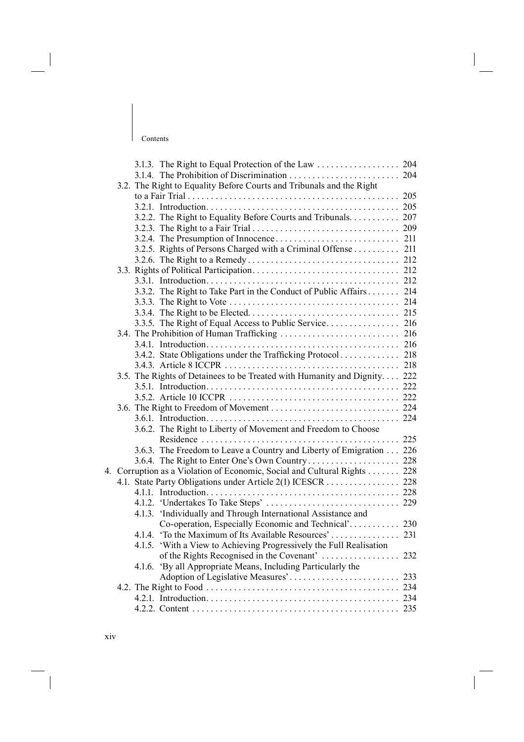Contents

- 3.1.3. The Right to Equal Protection of the Law . . . . . . . . . . . . . . . . . . 204
- 3.1.4. The Prohibition of Discrimination . . . . . . . . . . . . . . . . . . . . . . . . 204
- 3.2. The Right to Equality Before Courts and Tribunals and the Right to a Fair Trial . . . . . . . . . . . . . . . . . . . . . . . . . . . . . . . . . . . . . . . . . . . . . . 205
  - 3.2.1. Introduction. . . . . . . . . . . . . . . . . . . . . . . . . . . . . . . . . . . . . . . . . . 205
  - 3.2.2. The Right to Equality Before Courts and Tribunals. . . . . . . . . . . 207
  - 3.2.3. The Right to a Fair Trial . . . . . . . . . . . . . . . . . . . . . . . . . . . . . . . . 209
  - 3.2.4. The Presumption of Innocence . . . . . . . . . . . . . . . . . . . . . . . . . . . 211
  - 3.2.5. Rights of Persons Charged with a Criminal Offense . . . . . . . . . . 211
  - 3.2.6. The Right to a Remedy . . . . . . . . . . . . . . . . . . . . . . . . . . . . . . . . . 212
- 3.3. Rights of Political Participation. . . . . . . . . . . . . . . . . . . . . . . . . . . . . . . . 212
  - 3.3.1. Introduction. . . . . . . . . . . . . . . . . . . . . . . . . . . . . . . . . . . . . . . . . . 212
  - 3.3.2. The Right to Take Part in the Conduct of Public Affairs . . . . . . . 214
  - 3.3.3. The Right to Vote . . . . . . . . . . . . . . . . . . . . . . . . . . . . . . . . . . . . . 214
  - 3.3.4. The Right to be Elected. . . . . . . . . . . . . . . . . . . . . . . . . . . . . . . . . 215
  - 3.3.5. The Right of Equal Access to Public Service. . . . . . . . . . . . . . . . 216
- 3.4. The Prohibition of Human Trafficking . . . . . . . . . . . . . . . . . . . . . . . . . . 216
  - 3.4.1. Introduction. . . . . . . . . . . . . . . . . . . . . . . . . . . . . . . . . . . . . . . . . . 216
  - 3.4.2. State Obligations under the Trafficking Protocol . . . . . . . . . . . . . 218
  - 3.4.3. Article 8 ICCPR . . . . . . . . . . . . . . . . . . . . . . . . . . . . . . . . . . . . . . 218
- 3.5. The Rights of Detainees to be Treated with Humanity and Dignity. . . . 222
  - 3.5.1. Introduction. . . . . . . . . . . . . . . . . . . . . . . . . . . . . . . . . . . . . . . . . . 222
  - 3.5.2. Article 10 ICCPR . . . . . . . . . . . . . . . . . . . . . . . . . . . . . . . . . . . . . 222
- 3.6. The Right to Freedom of Movement . . . . . . . . . . . . . . . . . . . . . . . . . . . . 224
  - 3.6.1. Introduction. . . . . . . . . . . . . . . . . . . . . . . . . . . . . . . . . . . . . . . . . . 224
  - 3.6.2. The Right to Liberty of Movement and Freedom to Choose Residence . . . . . . . . . . . . . . . . . . . . . . . . . . . . . . . . . . . . . . . . . . 225
  - 3.6.3. The Freedom to Leave a Country and Liberty of Emigration . . . 226
  - 3.6.4. The Right to Enter One's Own Country . . . . . . . . . . . . . . . . . . . . 228

4. Corruption as a Violation of Economic, Social and Cultural Rights . . . . . . . 228
- 4.1. State Party Obligations under Article 2(1) ICESCR . . . . . . . . . . . . . . . . 228
  - 4.1.1. Introduction. . . . . . . . . . . . . . . . . . . . . . . . . . . . . . . . . . . . . . . . . . 228
  - 4.1.2. 'Undertakes To Take Steps' . . . . . . . . . . . . . . . . . . . . . . . . . . . . . 229
  - 4.1.3. 'Individually and Through International Assistance and Co-operation, Especially Economic and Technical'. . . . . . . . . . . 230
  - 4.1.4. 'To the Maximum of Its Available Resources' . . . . . . . . . . . . . . . 231
  - 4.1.5. 'With a View to Achieving Progressively the Full Realisation of the Rights Recognised in the Covenant' . . . . . . . . . . . . . . . . . 232
  - 4.1.6. 'By all Appropriate Means, Including Particularly the Adoption of Legislative Measures' . . . . . . . . . . . . . . . . . . . . . . . . 233
- 4.2. The Right to Food . . . . . . . . . . . . . . . . . . . . . . . . . . . . . . . . . . . . . . . . . . 234
  - 4.2.1. Introduction. . . . . . . . . . . . . . . . . . . . . . . . . . . . . . . . . . . . . . . . . . 234
  - 4.2.2. Content . . . . . . . . . . . . . . . . . . . . . . . . . . . . . . . . . . . . . . . . . . . . 235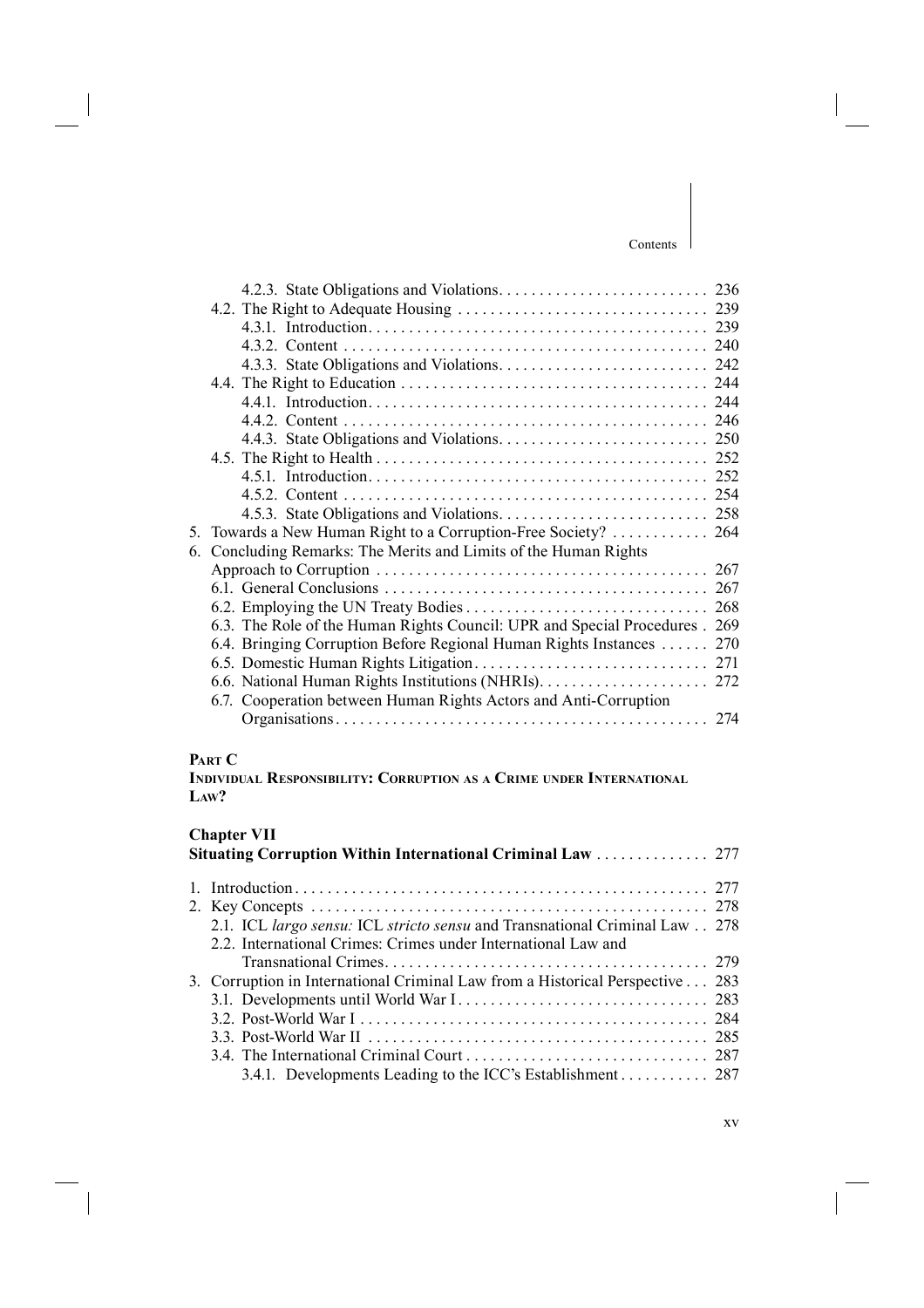4.2.3. State Obligations and Violations . . . . . . . . . . . . . . . . . . . . . . . . . 236
4.2. The Right to Adequate Housing . . . . . . . . . . . . . . . . . . . . . . . . . . . . . . 239
4.3.1. Introduction . . . . . . . . . . . . . . . . . . . . . . . . . . . . . . . . . . . . . . . . . 239
4.3.2. Content . . . . . . . . . . . . . . . . . . . . . . . . . . . . . . . . . . . . . . . . . . . . 240
4.3.3. State Obligations and Violations . . . . . . . . . . . . . . . . . . . . . . . . . 242
4.4. The Right to Education . . . . . . . . . . . . . . . . . . . . . . . . . . . . . . . . . . . . . 244
4.4.1. Introduction . . . . . . . . . . . . . . . . . . . . . . . . . . . . . . . . . . . . . . . . . 244
4.4.2. Content . . . . . . . . . . . . . . . . . . . . . . . . . . . . . . . . . . . . . . . . . . . . 246
4.4.3. State Obligations and Violations . . . . . . . . . . . . . . . . . . . . . . . . . 250
4.5. The Right to Health . . . . . . . . . . . . . . . . . . . . . . . . . . . . . . . . . . . . . . . . 252
4.5.1. Introduction . . . . . . . . . . . . . . . . . . . . . . . . . . . . . . . . . . . . . . . . . 252
4.5.2. Content . . . . . . . . . . . . . . . . . . . . . . . . . . . . . . . . . . . . . . . . . . . . 254
4.5.3. State Obligations and Violations . . . . . . . . . . . . . . . . . . . . . . . . . 258
5. Towards a New Human Right to a Corruption-Free Society? . . . . . . . . . . . . 264
6. Concluding Remarks: The Merits and Limits of the Human Rights Approach to Corruption . . . . . . . . . . . . . . . . . . . . . . . . . . . . . . . . . . . . . . . . 267
6.1. General Conclusions . . . . . . . . . . . . . . . . . . . . . . . . . . . . . . . . . . . . . . . 267
6.2. Employing the UN Treaty Bodies . . . . . . . . . . . . . . . . . . . . . . . . . . . . . 268
6.3. The Role of the Human Rights Council: UPR and Special Procedures . 269
6.4. Bringing Corruption Before Regional Human Rights Instances . . . . . . 270
6.5. Domestic Human Rights Litigation . . . . . . . . . . . . . . . . . . . . . . . . . . . . 271
6.6. National Human Rights Institutions (NHRIs) . . . . . . . . . . . . . . . . . . . . 272
6.7. Cooperation between Human Rights Actors and Anti-Corruption Organisations . . . . . . . . . . . . . . . . . . . . . . . . . . . . . . . . . . . . . . . . . . . . . 274

**PART C**
**INDIVIDUAL RESPONSIBILITY: CORRUPTION AS A CRIME UNDER INTERNATIONAL LAW?**

**Chapter VII**
**Situating Corruption Within International Criminal Law . . . . . . . . . . . . . 277**

1. Introduction . . . . . . . . . . . . . . . . . . . . . . . . . . . . . . . . . . . . . . . . . . . . . . . . . 277
2. Key Concepts . . . . . . . . . . . . . . . . . . . . . . . . . . . . . . . . . . . . . . . . . . . . . . . . 278
2.1. ICL *largo sensu:* ICL *stricto sensu* and Transnational Criminal Law . . 278
2.2. International Crimes: Crimes under International Law and Transnational Crimes . . . . . . . . . . . . . . . . . . . . . . . . . . . . . . . . . . . . . . . 279
3. Corruption in International Criminal Law from a Historical Perspective . . . 283
3.1. Developments until World War I . . . . . . . . . . . . . . . . . . . . . . . . . . . . . 283
3.2. Post-World War I . . . . . . . . . . . . . . . . . . . . . . . . . . . . . . . . . . . . . . . . . . 284
3.3. Post-World War II . . . . . . . . . . . . . . . . . . . . . . . . . . . . . . . . . . . . . . . . . 285
3.4. The International Criminal Court . . . . . . . . . . . . . . . . . . . . . . . . . . . . . 287
3.4.1. Developments Leading to the ICC's Establishment . . . . . . . . . . 287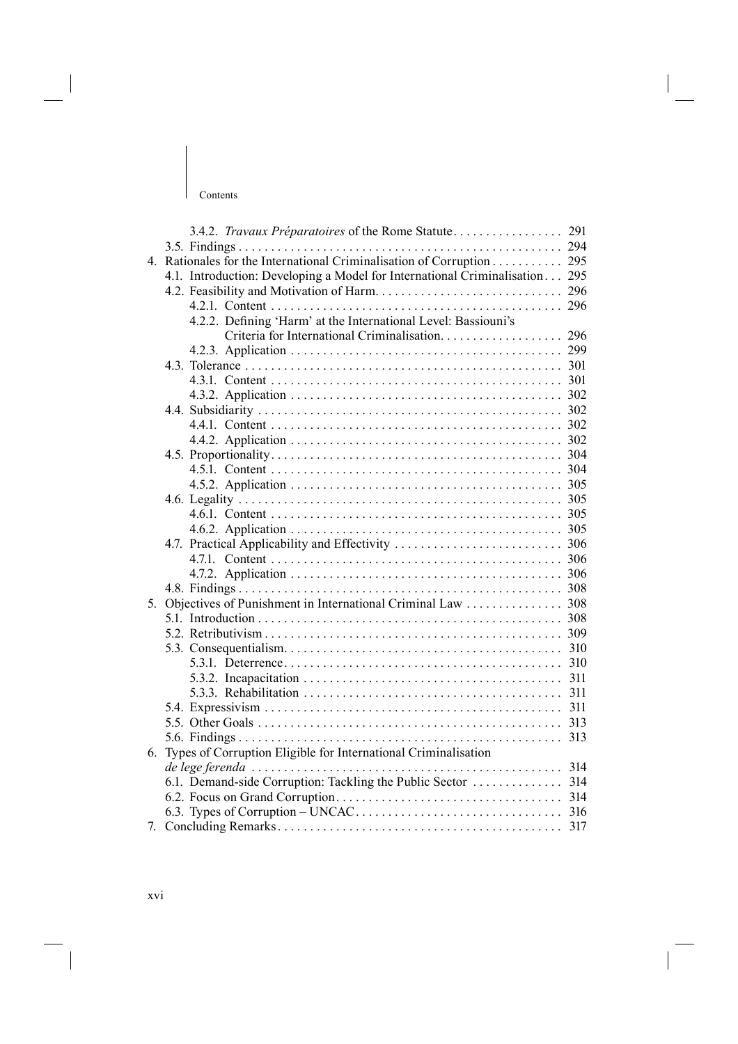3.4.2. *Travaux Préparatoires* of the Rome Statute . . . . . . . . . . . . . . . . 291
3.5. Findings . . . . . . . . . . . . . . . . . . . . . . . . . . . . . . . . . . . . . . . . . . . . . . . . . . 294

4. Rationales for the International Criminalisation of Corruption . . . . . . . . . . . 295
4.1. Introduction: Developing a Model for International Criminalisation . . . 295
4.2. Feasibility and Motivation of Harm . . . . . . . . . . . . . . . . . . . . . . . . . . . . 296
4.2.1. Content . . . . . . . . . . . . . . . . . . . . . . . . . . . . . . . . . . . . . . . . . . . . 296
4.2.2. Defining 'Harm' at the International Level: Bassiouni's Criteria for International Criminalisation . . . . . . . . . . . . . . . . . . 296
4.2.3. Application . . . . . . . . . . . . . . . . . . . . . . . . . . . . . . . . . . . . . . . . . 299
4.3. Tolerance . . . . . . . . . . . . . . . . . . . . . . . . . . . . . . . . . . . . . . . . . . . . . . . . 301
4.3.1. Content . . . . . . . . . . . . . . . . . . . . . . . . . . . . . . . . . . . . . . . . . . . . 301
4.3.2. Application . . . . . . . . . . . . . . . . . . . . . . . . . . . . . . . . . . . . . . . . . 302
4.4. Subsidiarity . . . . . . . . . . . . . . . . . . . . . . . . . . . . . . . . . . . . . . . . . . . . . . 302
4.4.1. Content . . . . . . . . . . . . . . . . . . . . . . . . . . . . . . . . . . . . . . . . . . . . 302
4.4.2. Application . . . . . . . . . . . . . . . . . . . . . . . . . . . . . . . . . . . . . . . . . 302
4.5. Proportionality . . . . . . . . . . . . . . . . . . . . . . . . . . . . . . . . . . . . . . . . . . . . 304
4.5.1. Content . . . . . . . . . . . . . . . . . . . . . . . . . . . . . . . . . . . . . . . . . . . . 304
4.5.2. Application . . . . . . . . . . . . . . . . . . . . . . . . . . . . . . . . . . . . . . . . . 305
4.6. Legality . . . . . . . . . . . . . . . . . . . . . . . . . . . . . . . . . . . . . . . . . . . . . . . . . 305
4.6.1. Content . . . . . . . . . . . . . . . . . . . . . . . . . . . . . . . . . . . . . . . . . . . . 305
4.6.2. Application . . . . . . . . . . . . . . . . . . . . . . . . . . . . . . . . . . . . . . . . . 305
4.7. Practical Applicability and Effectivity . . . . . . . . . . . . . . . . . . . . . . . . . 306
4.7.1. Content . . . . . . . . . . . . . . . . . . . . . . . . . . . . . . . . . . . . . . . . . . . . 306
4.7.2. Application . . . . . . . . . . . . . . . . . . . . . . . . . . . . . . . . . . . . . . . . . 306
4.8. Findings . . . . . . . . . . . . . . . . . . . . . . . . . . . . . . . . . . . . . . . . . . . . . . . . . 308

5. Objectives of Punishment in International Criminal Law . . . . . . . . . . . . . . . 308
5.1. Introduction . . . . . . . . . . . . . . . . . . . . . . . . . . . . . . . . . . . . . . . . . . . . . . 308
5.2. Retributivism . . . . . . . . . . . . . . . . . . . . . . . . . . . . . . . . . . . . . . . . . . . . . 309
5.3. Consequentialism . . . . . . . . . . . . . . . . . . . . . . . . . . . . . . . . . . . . . . . . . . 310
5.3.1. Deterrence . . . . . . . . . . . . . . . . . . . . . . . . . . . . . . . . . . . . . . . . . . 310
5.3.2. Incapacitation . . . . . . . . . . . . . . . . . . . . . . . . . . . . . . . . . . . . . . . 311
5.3.3. Rehabilitation . . . . . . . . . . . . . . . . . . . . . . . . . . . . . . . . . . . . . . . 311
5.4. Expressivism . . . . . . . . . . . . . . . . . . . . . . . . . . . . . . . . . . . . . . . . . . . . . 311
5.5. Other Goals . . . . . . . . . . . . . . . . . . . . . . . . . . . . . . . . . . . . . . . . . . . . . . 313
5.6. Findings . . . . . . . . . . . . . . . . . . . . . . . . . . . . . . . . . . . . . . . . . . . . . . . . . 313

6. Types of Corruption Eligible for International Criminalisation *de lege ferenda* . . . . . . . . . . . . . . . . . . . . . . . . . . . . . . . . . . . . . . . . . . . . . . . 314
6.1. Demand-side Corruption: Tackling the Public Sector . . . . . . . . . . . . . 314
6.2. Focus on Grand Corruption . . . . . . . . . . . . . . . . . . . . . . . . . . . . . . . . . . 314
6.3. Types of Corruption – UNCAC . . . . . . . . . . . . . . . . . . . . . . . . . . . . . . . 316

7. Concluding Remarks . . . . . . . . . . . . . . . . . . . . . . . . . . . . . . . . . . . . . . . . . . . 317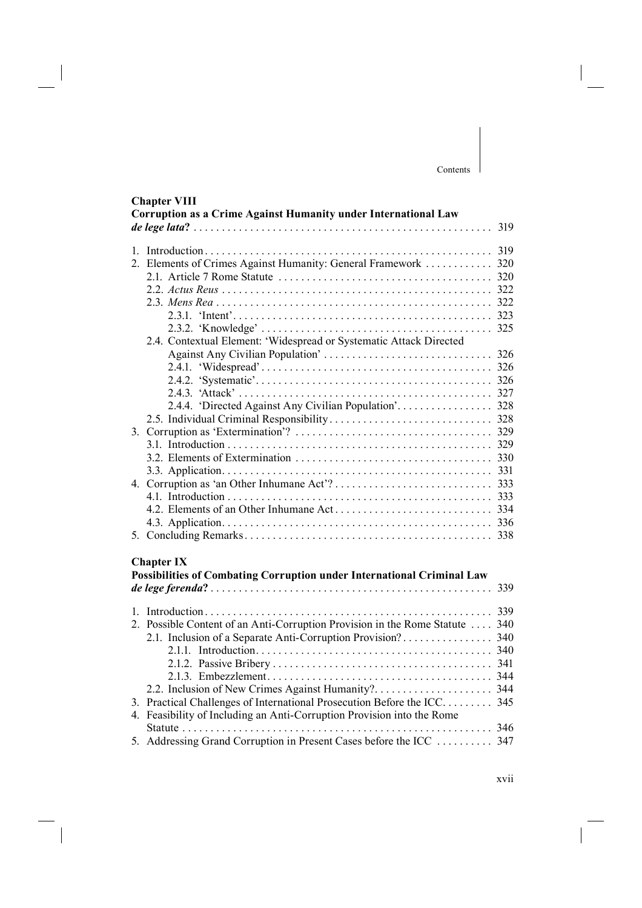**Chapter VIII**
**Corruption as a Crime Against Humanity under International Law *de lege lata*?** . . . . . . . . . . 319

1. Introduction . . . . . . . . . . 319
2. Elements of Crimes Against Humanity: General Framework . . . . . . . . . . 320
   - 2.1. Article 7 Rome Statute . . . . . . . . . . 320
   - 2.2. *Actus Reus* . . . . . . . . . . 322
   - 2.3. *Mens Rea* . . . . . . . . . . 322
     - 2.3.1. 'Intent' . . . . . . . . . . 323
     - 2.3.2. 'Knowledge' . . . . . . . . . . 325
   - 2.4. Contextual Element: 'Widespread or Systematic Attack Directed Against Any Civilian Population' . . . . . . . . . . 326
     - 2.4.1. 'Widespread' . . . . . . . . . . 326
     - 2.4.2. 'Systematic' . . . . . . . . . . 326
     - 2.4.3. 'Attack' . . . . . . . . . . 327
     - 2.4.4. 'Directed Against Any Civilian Population' . . . . . . . . . . 328
   - 2.5. Individual Criminal Responsibility . . . . . . . . . . 328
3. Corruption as 'Extermination'? . . . . . . . . . . 329
   - 3.1. Introduction . . . . . . . . . . 329
   - 3.2. Elements of Extermination . . . . . . . . . . 330
   - 3.3. Application . . . . . . . . . . 331
4. Corruption as 'an Other Inhumane Act'? . . . . . . . . . . 333
   - 4.1. Introduction . . . . . . . . . . 333
   - 4.2. Elements of an Other Inhumane Act . . . . . . . . . . 334
   - 4.3. Application . . . . . . . . . . 336
5. Concluding Remarks . . . . . . . . . . 338

**Chapter IX**
**Possibilities of Combating Corruption under International Criminal Law *de lege ferenda*?** . . . . . . . . . . 339

1. Introduction . . . . . . . . . . 339
2. Possible Content of an Anti-Corruption Provision in the Rome Statute . . . . 340
   - 2.1. Inclusion of a Separate Anti-Corruption Provision? . . . . . . . . . . 340
     - 2.1.1. Introduction . . . . . . . . . . 340
     - 2.1.2. Passive Bribery . . . . . . . . . . 341
     - 2.1.3. Embezzlement . . . . . . . . . . 344
   - 2.2. Inclusion of New Crimes Against Humanity? . . . . . . . . . . 344
3. Practical Challenges of International Prosecution Before the ICC . . . . . . . . . . 345
4. Feasibility of Including an Anti-Corruption Provision into the Rome Statute . . . . . . . . . . 346
5. Addressing Grand Corruption in Present Cases before the ICC . . . . . . . . . . 347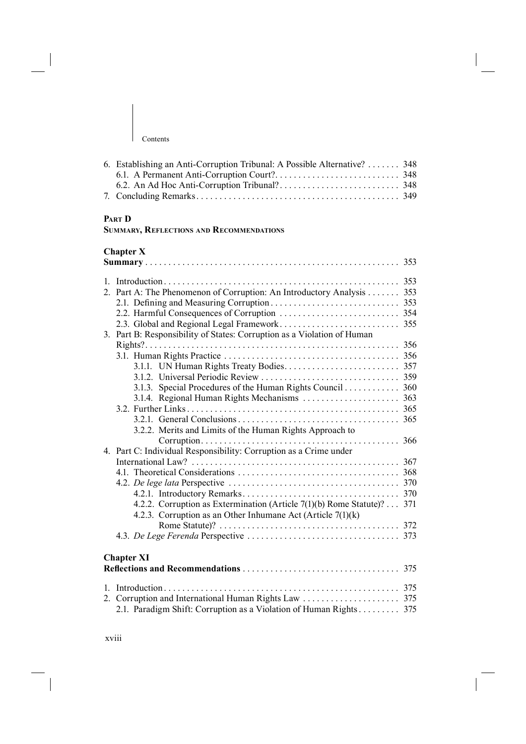6. Establishing an Anti-Corruption Tribunal: A Possible Alternative? . . . . . . . 348
   6.1. A Permanent Anti-Corruption Court? . . . . . . . . . . . . . . . . . . . . . . . . . . 348
   6.2. An Ad Hoc Anti-Corruption Tribunal? . . . . . . . . . . . . . . . . . . . . . . . . . . 348
7. Concluding Remarks . . . . . . . . . . . . . . . . . . . . . . . . . . . . . . . . . . . . . . . . . . . 349

**PART D**

**SUMMARY, REFLECTIONS AND RECOMMENDATIONS**

**Chapter X**

**Summary** . . . . . . . . . . . . . . . . . . . . . . . . . . . . . . . . . . . . . . . . . . . . . . . . . . . . . 353

1. Introduction . . . . . . . . . . . . . . . . . . . . . . . . . . . . . . . . . . . . . . . . . . . . . . . . . . 353
2. Part A: The Phenomenon of Corruption: An Introductory Analysis . . . . . . . 353
   2.1. Defining and Measuring Corruption . . . . . . . . . . . . . . . . . . . . . . . . . . . 353
   2.2. Harmful Consequences of Corruption . . . . . . . . . . . . . . . . . . . . . . . . . 354
   2.3. Global and Regional Legal Framework . . . . . . . . . . . . . . . . . . . . . . . . . 355
3. Part B: Responsibility of States: Corruption as a Violation of Human Rights? . . . . . . . . . . . . . . . . . . . . . . . . . . . . . . . . . . . . . . . . . . . . . . . . . . . . . . 356
   3.1. Human Rights Practice . . . . . . . . . . . . . . . . . . . . . . . . . . . . . . . . . . . . . 356
      3.1.1. UN Human Rights Treaty Bodies . . . . . . . . . . . . . . . . . . . . . . . . 357
      3.1.2. Universal Periodic Review . . . . . . . . . . . . . . . . . . . . . . . . . . . . . 359
      3.1.3. Special Procedures of the Human Rights Council . . . . . . . . . . . . 360
      3.1.4. Regional Human Rights Mechanisms . . . . . . . . . . . . . . . . . . . . . 363
   3.2. Further Links . . . . . . . . . . . . . . . . . . . . . . . . . . . . . . . . . . . . . . . . . . . . . 365
      3.2.1. General Conclusions . . . . . . . . . . . . . . . . . . . . . . . . . . . . . . . . . . 365
      3.2.2. Merits and Limits of the Human Rights Approach to Corruption . . . . . . . . . . . . . . . . . . . . . . . . . . . . . . . . . . . . . . . . . . 366
4. Part C: Individual Responsibility: Corruption as a Crime under International Law? . . . . . . . . . . . . . . . . . . . . . . . . . . . . . . . . . . . . . . . . . . . . 367
   4.1. Theoretical Considerations . . . . . . . . . . . . . . . . . . . . . . . . . . . . . . . . . . 368
   4.2. *De lege lata* Perspective . . . . . . . . . . . . . . . . . . . . . . . . . . . . . . . . . . . . 370
      4.2.1. Introductory Remarks . . . . . . . . . . . . . . . . . . . . . . . . . . . . . . . . . 370
      4.2.2. Corruption as Extermination (Article 7(1)(b) Rome Statute)? . . . 371
      4.2.3. Corruption as an Other Inhumane Act (Article 7(1)(k) Rome Statute)? . . . . . . . . . . . . . . . . . . . . . . . . . . . . . . . . . . . . . . . . 372
   4.3. *De Lege Ferenda* Perspective . . . . . . . . . . . . . . . . . . . . . . . . . . . . . . . . 373

**Chapter XI**

**Reflections and Recommendations** . . . . . . . . . . . . . . . . . . . . . . . . . . . . . . . . . 375

1. Introduction . . . . . . . . . . . . . . . . . . . . . . . . . . . . . . . . . . . . . . . . . . . . . . . . . . 375
2. Corruption and International Human Rights Law . . . . . . . . . . . . . . . . . . . . 375
   2.1. Paradigm Shift: Corruption as a Violation of Human Rights . . . . . . . . . 375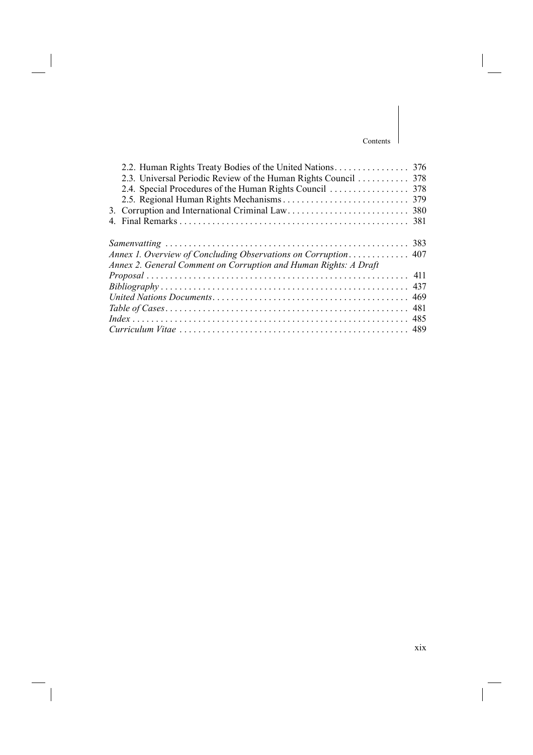2.2. Human Rights Treaty Bodies of the United Nations . . . . . . . . . . . . . . . . 376
2.3. Universal Periodic Review of the Human Rights Council . . . . . . . . . . . 378
2.4. Special Procedures of the Human Rights Council . . . . . . . . . . . . . . . . 378
2.5. Regional Human Rights Mechanisms . . . . . . . . . . . . . . . . . . . . . . . . . . . 379
3. Corruption and International Criminal Law . . . . . . . . . . . . . . . . . . . . . . . . . 380
4. Final Remarks . . . . . . . . . . . . . . . . . . . . . . . . . . . . . . . . . . . . . . . . . . . . . . . . 381

*Samenvatting* . . . . . . . . . . . . . . . . . . . . . . . . . . . . . . . . . . . . . . . . . . . . . . . . . . . 383
*Annex 1. Overview of Concluding Observations on Corruption* . . . . . . . . . . . . 407
*Annex 2. General Comment on Corruption and Human Rights: A Draft Proposal* . . . . . . . . . . . . . . . . . . . . . . . . . . . . . . . . . . . . . . . . . . . . . . . . . . . . . . 411
*Bibliography* . . . . . . . . . . . . . . . . . . . . . . . . . . . . . . . . . . . . . . . . . . . . . . . . . . . . 437
*United Nations Documents* . . . . . . . . . . . . . . . . . . . . . . . . . . . . . . . . . . . . . . . . . 469
*Table of Cases* . . . . . . . . . . . . . . . . . . . . . . . . . . . . . . . . . . . . . . . . . . . . . . . . . . . 481
*Index* . . . . . . . . . . . . . . . . . . . . . . . . . . . . . . . . . . . . . . . . . . . . . . . . . . . . . . . . . 485
*Curriculum Vitae* . . . . . . . . . . . . . . . . . . . . . . . . . . . . . . . . . . . . . . . . . . . . . . . . 489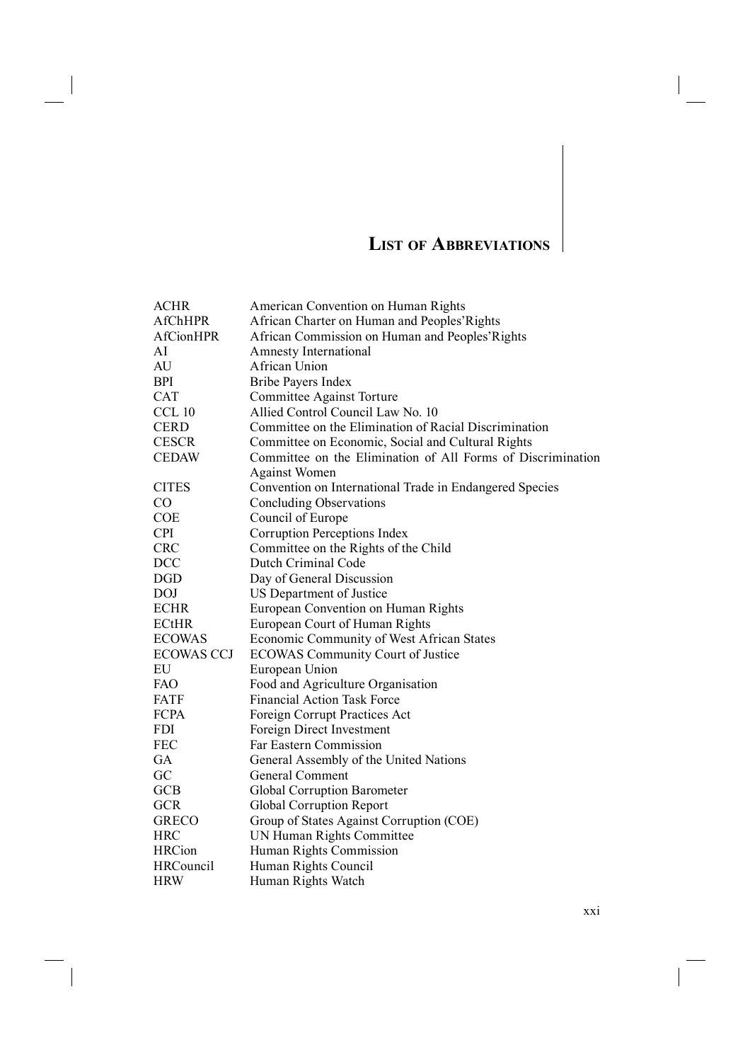# List of Abbreviations

| | |
|---|---|
| ACHR | American Convention on Human Rights |
| AfChHPR | African Charter on Human and Peoples'Rights |
| AfCionHPR | African Commission on Human and Peoples'Rights |
| AI | Amnesty International |
| AU | African Union |
| BPI | Bribe Payers Index |
| CAT | Committee Against Torture |
| CCL 10 | Allied Control Council Law No. 10 |
| CERD | Committee on the Elimination of Racial Discrimination |
| CESCR | Committee on Economic, Social and Cultural Rights |
| CEDAW | Committee on the Elimination of All Forms of Discrimination Against Women |
| CITES | Convention on International Trade in Endangered Species |
| CO | Concluding Observations |
| COE | Council of Europe |
| CPI | Corruption Perceptions Index |
| CRC | Committee on the Rights of the Child |
| DCC | Dutch Criminal Code |
| DGD | Day of General Discussion |
| DOJ | US Department of Justice |
| ECHR | European Convention on Human Rights |
| ECtHR | European Court of Human Rights |
| ECOWAS | Economic Community of West African States |
| ECOWAS CCJ | ECOWAS Community Court of Justice |
| EU | European Union |
| FAO | Food and Agriculture Organisation |
| FATF | Financial Action Task Force |
| FCPA | Foreign Corrupt Practices Act |
| FDI | Foreign Direct Investment |
| FEC | Far Eastern Commission |
| GA | General Assembly of the United Nations |
| GC | General Comment |
| GCB | Global Corruption Barometer |
| GCR | Global Corruption Report |
| GRECO | Group of States Against Corruption (COE) |
| HRC | UN Human Rights Committee |
| HRCion | Human Rights Commission |
| HRCouncil | Human Rights Council |
| HRW | Human Rights Watch |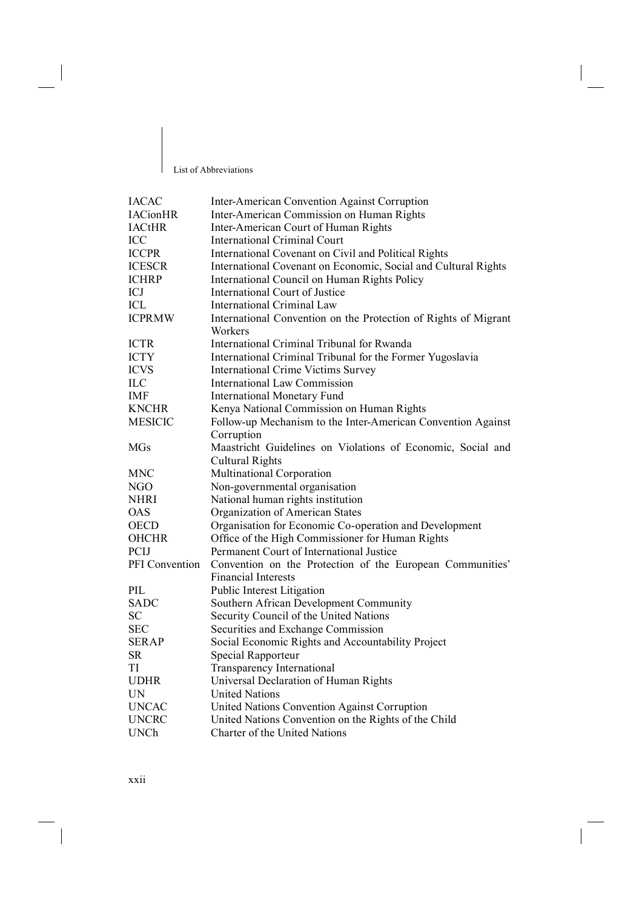| | |
|---|---|
| IACAC | Inter-American Convention Against Corruption |
| IACionHR | Inter-American Commission on Human Rights |
| IACtHR | Inter-American Court of Human Rights |
| ICC | International Criminal Court |
| ICCPR | International Covenant on Civil and Political Rights |
| ICESCR | International Covenant on Economic, Social and Cultural Rights |
| ICHRP | International Council on Human Rights Policy |
| ICJ | International Court of Justice |
| ICL | International Criminal Law |
| ICPRMW | International Convention on the Protection of Rights of Migrant Workers |
| ICTR | International Criminal Tribunal for Rwanda |
| ICTY | International Criminal Tribunal for the Former Yugoslavia |
| ICVS | International Crime Victims Survey |
| ILC | International Law Commission |
| IMF | International Monetary Fund |
| KNCHR | Kenya National Commission on Human Rights |
| MESICIC | Follow-up Mechanism to the Inter-American Convention Against Corruption |
| MGs | Maastricht Guidelines on Violations of Economic, Social and Cultural Rights |
| MNC | Multinational Corporation |
| NGO | Non-governmental organisation |
| NHRI | National human rights institution |
| OAS | Organization of American States |
| OECD | Organisation for Economic Co-operation and Development |
| OHCHR | Office of the High Commissioner for Human Rights |
| PCIJ | Permanent Court of International Justice |
| PFI Convention | Convention on the Protection of the European Communities' Financial Interests |
| PIL | Public Interest Litigation |
| SADC | Southern African Development Community |
| SC | Security Council of the United Nations |
| SEC | Securities and Exchange Commission |
| SERAP | Social Economic Rights and Accountability Project |
| SR | Special Rapporteur |
| TI | Transparency International |
| UDHR | Universal Declaration of Human Rights |
| UN | United Nations |
| UNCAC | United Nations Convention Against Corruption |
| UNCRC | United Nations Convention on the Rights of the Child |
| UNCh | Charter of the United Nations |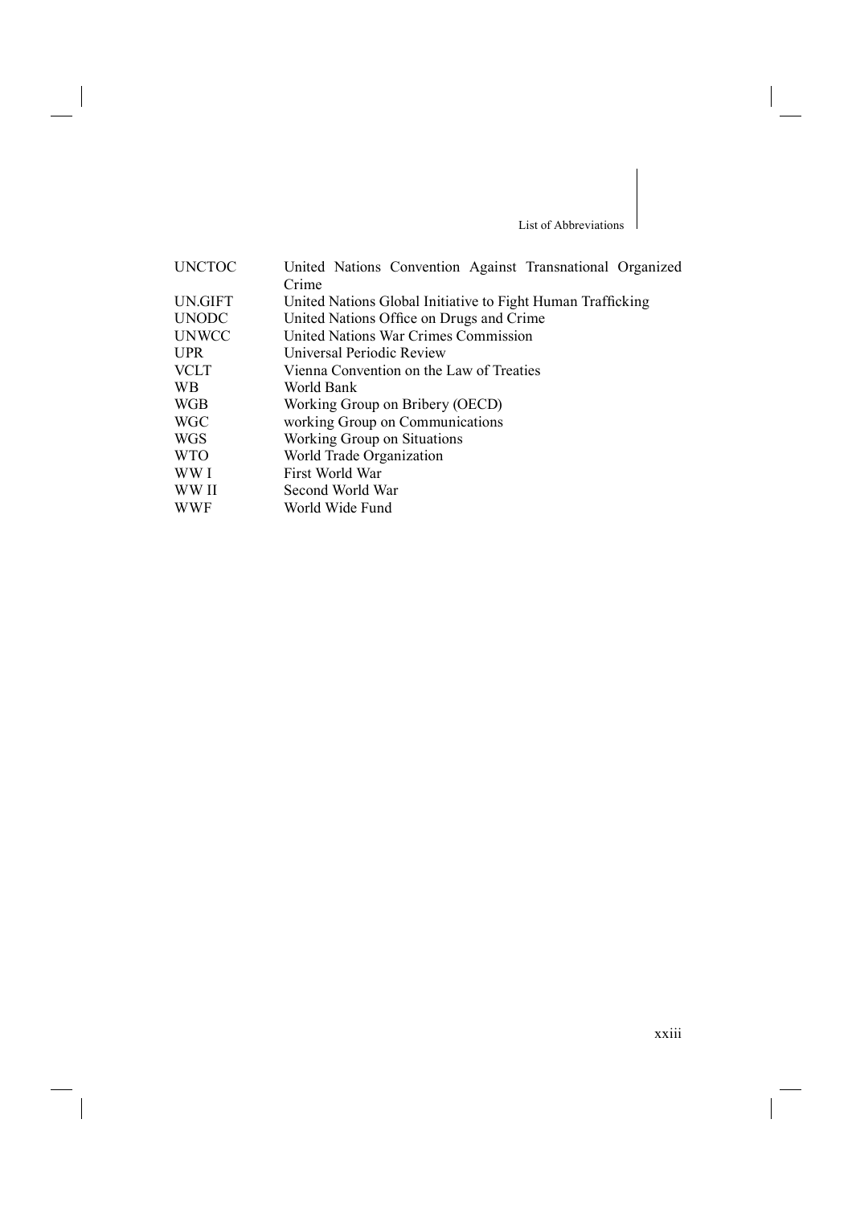| | |
|---|---|
| UNCTOC | United Nations Convention Against Transnational Organized Crime |
| UN.GIFT | United Nations Global Initiative to Fight Human Trafficking |
| UNODC | United Nations Office on Drugs and Crime |
| UNWCC | United Nations War Crimes Commission |
| UPR | Universal Periodic Review |
| VCLT | Vienna Convention on the Law of Treaties |
| WB | World Bank |
| WGB | Working Group on Bribery (OECD) |
| WGC | working Group on Communications |
| WGS | Working Group on Situations |
| WTO | World Trade Organization |
| WW I | First World War |
| WW II | Second World War |
| WWF | World Wide Fund |